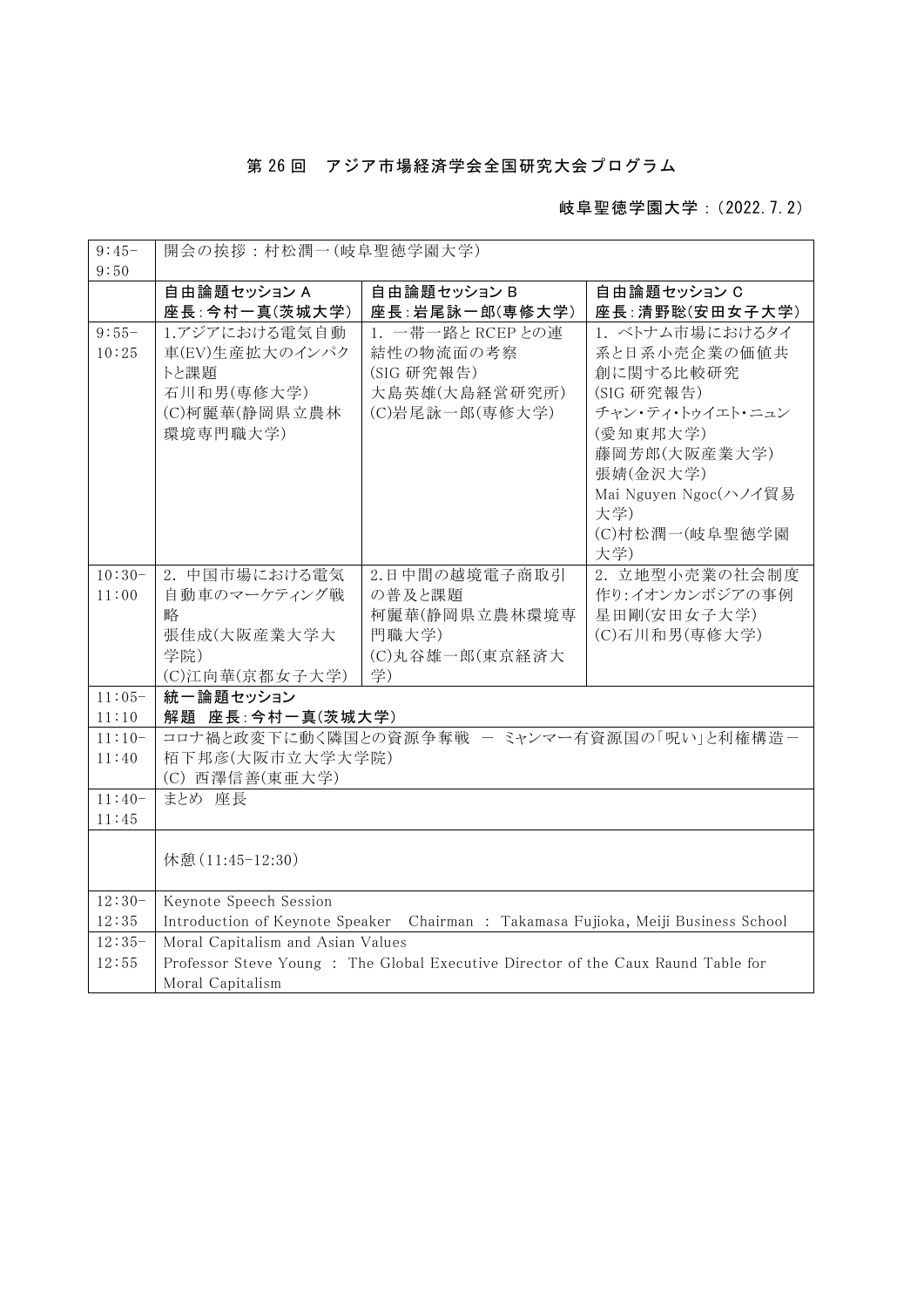# 第 26 回　アジア市場経済学会全国研究大会プログラム

**岐阜聖徳学園大学：(2022.7.2)**

| | | | |
|---|---|---|---|
| 9:45-9:50 | 開会の挨拶：村松潤一(岐阜聖徳学園大学) | | |
| | **自由論題セッション A**<br>**座長:今村一真(茨城大学)** | **自由論題セッション B**<br>**座長:岩尾詠一郎(専修大学)** | **自由論題セッション C**<br>**座長:清野聡(安田女子大学)** |
| 9:55-10:25 | 1.アジアにおける電気自動車(EV)生産拡大のインパクトと課題<br>石川和男(専修大学)<br>(C)柯麗華(静岡県立農林環境専門職大学) | 1. 一帯一路と RCEP との連結性の物流面の考察<br>(SIG 研究報告)<br>大島英雄(大島経営研究所)<br>(C)岩尾詠一郎(専修大学) | 1. ベトナム市場におけるタイ系と日系小売企業の価値共創に関する比較研究<br>(SIG 研究報告)<br>チャン・ティ・トゥイエト・ニュン(愛知東邦大学)<br>藤岡芳郎(大阪産業大学)<br>張婧(金沢大学)<br>Mai Nguyen Ngoc(ハノイ貿易大学)<br>(C)村松潤一(岐阜聖徳学園大学) |
| 10:30-11:00 | 2. 中国市場における電気自動車のマーケティング戦略<br>張佳成(大阪産業大学大学院)<br>(C)江向華(京都女子大学) | 2.日中間の越境電子商取引の普及と課題<br>柯麗華(静岡県立農林環境専門職大学)<br>(C)丸谷雄一郎(東京経済大学) | 2. 立地型小売業の社会制度作り:イオンカンボジアの事例<br>星田剛(安田女子大学)<br>(C)石川和男(専修大学) |
| 11:05-11:10 | **統一論題セッション**<br>**解題　座長:今村一真(茨城大学)** | | |
| 11:10-11:40 | コロナ禍と政変下に動く隣国との資源争奪戦　－ ミャンマー有資源国の「呪い」と利権構造－<br>栢下邦彦(大阪市立大学大学院)<br>(C) 西澤信善(東亜大学) | | |
| 11:40-11:45 | まとめ　座長 | | |
| | 休憩(11:45-12:30) | | |
| 12:30-12:35 | Keynote Speech Session<br>Introduction of Keynote Speaker　Chairman : Takamasa Fujioka, Meiji Business School | | |
| 12:35-12:55 | Moral Capitalism and Asian Values<br>Professor Steve Young : The Global Executive Director of the Caux Raund Table for Moral Capitalism | | |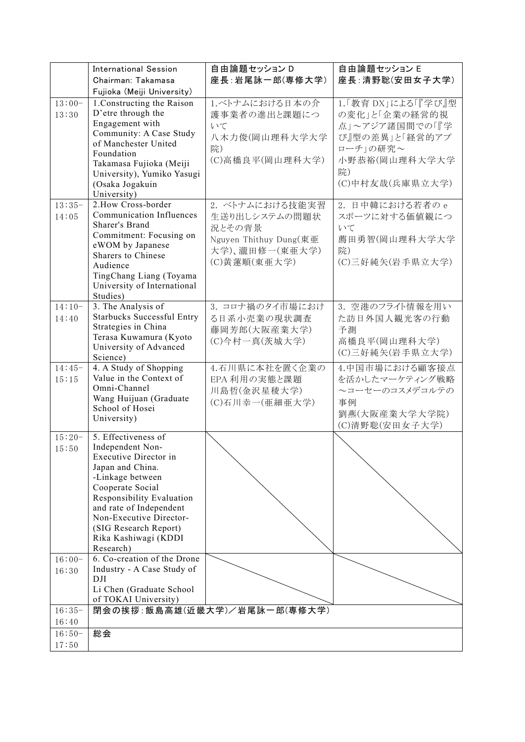| | International Session Chairman: Takamasa Fujioka (Meiji University) | 自由論題セッション D 座長：岩尾詠一郎(専修大学) | 自由論題セッション E 座長：清野聡(安田女子大学) |
|---|---|---|---|
| 13:00–13:30 | 1.Constructing the Raison D'etre through the Engagement with Community: A Case Study of Manchester United Foundation Takamasa Fujioka (Meiji University), Yumiko Yasugi (Osaka Jogakuin University) | 1.ベトナムにおける日本の介護事業者の進出と課題について 八木力俊(岡山理科大学大学院) (C)高橋良平(岡山理科大学) | 1.「教育 DX」による「『学び』型の変化」と「企業の経営的視点」～アジア諸国間での「『学び』型の差異」と「経営的アプローチ」の研究～ 小野恭裕(岡山理科大学大学院) (C)中村友哉(兵庫県立大学) |
| 13:35–14:05 | 2.How Cross-border Communication Influences Sharer's Brand Commitment: Focusing on eWOM by Japanese Sharers to Chinese Audience TingChang Liang (Toyama University of International Studies) | 2. ベトナムにおける技能実習生送り出しシステムの問題状況とその背景 Nguyen Thithuy Dung(東亜大学)、瀧田修一(東亜大学) (C)黄蓮順(東亜大学) | 2. 日中韓における若者の e スポーツに対する価値観について 鷹田勇智(岡山理科大学大学院) (C)三好純矢(岩手県立大学) |
| 14:10–14:40 | 3. The Analysis of Starbucks Successful Entry Strategies in China Terasa Kuwamura (Kyoto University of Advanced Science) | 3. コロナ禍のタイ市場における日系小売業の現状調査 藤岡芳郎(大阪産業大学) (C)今村一真(茨城大学) | 3. 空港のフライト情報を用いた訪日外国人観光客の行動予測 高橋良平(岡山理科大学) (C)三好純矢(岩手県立大学) |
| 14:45–15:15 | 4. A Study of Shopping Value in the Context of Omni-Channel Wang Huijuan (Graduate School of Hosei University) | 4.石川県に本社を置く企業の EPA 利用の実態と課題 川島哲(金沢星稜大学) (C)石川幸一(亜細亜大学) | 4.中国市場における顧客接点を活かしたマーケティング戦略～コーセーのコスメデコルテの事例 劉燕(大阪産業大学大学院) (C)清野聡(安田女子大学) |
| 15:20–15:50 | 5. Effectiveness of Independent Non-Executive Director in Japan and China. -Linkage between Cooperate Social Responsibility Evaluation and rate of Independent Non-Executive Director- (SIG Research Report) Rika Kashiwagi (KDDI Research) | | |
| 16:00–16:30 | 6. Co-creation of the Drone Industry - A Case Study of DJI Li Chen (Graduate School of TOKAI University) | | |
| 16:35–16:40 | 閉会の挨拶：飯島高雄(近畿大学)／岩尾詠一郎(専修大学) | | |
| 16:50–17:50 | 総会 | | |